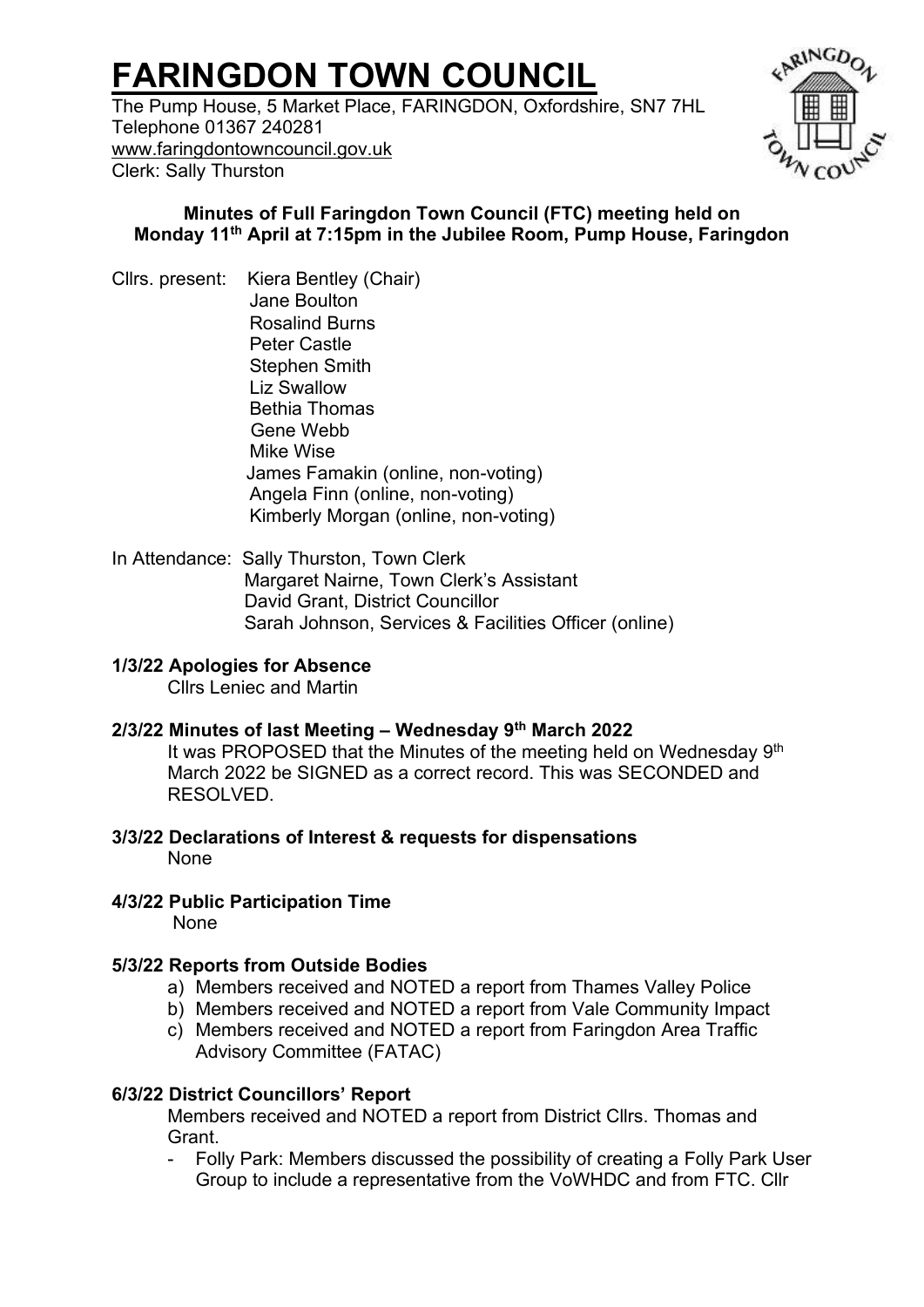# FARINGDON TOWN COUNCIL

The Pump House, 5 Market Place, FARINGDON, Oxfordshire, SN7 7HL
Telephone 01367 240281
www.faringdontowncouncil.gov.uk
Clerk: Sally Thurston

**Minutes of Full Faringdon Town Council (FTC) meeting held on Monday 11th April at 7:15pm in the Jubilee Room, Pump House, Faringdon**

Cllrs. present: Kiera Bentley (Chair)
Jane Boulton
Rosalind Burns
Peter Castle
Stephen Smith
Liz Swallow
Bethia Thomas
Gene Webb
Mike Wise
James Famakin (online, non-voting)
Angela Finn (online, non-voting)
Kimberly Morgan (online, non-voting)

In Attendance: Sally Thurston, Town Clerk
Margaret Nairne, Town Clerk's Assistant
David Grant, District Councillor
Sarah Johnson, Services & Facilities Officer (online)

**1/3/22 Apologies for Absence**

Cllrs Leniec and Martin

**2/3/22 Minutes of last Meeting – Wednesday 9th March 2022**

It was PROPOSED that the Minutes of the meeting held on Wednesday 9th March 2022 be SIGNED as a correct record. This was SECONDED and RESOLVED.

**3/3/22 Declarations of Interest & requests for dispensations**

None

**4/3/22 Public Participation Time**

None

**5/3/22 Reports from Outside Bodies**

a) Members received and NOTED a report from Thames Valley Police
b) Members received and NOTED a report from Vale Community Impact
c) Members received and NOTED a report from Faringdon Area Traffic Advisory Committee (FATAC)

**6/3/22 District Councillors' Report**

Members received and NOTED a report from District Cllrs. Thomas and Grant.

- Folly Park: Members discussed the possibility of creating a Folly Park User Group to include a representative from the VoWHDC and from FTC. Cllr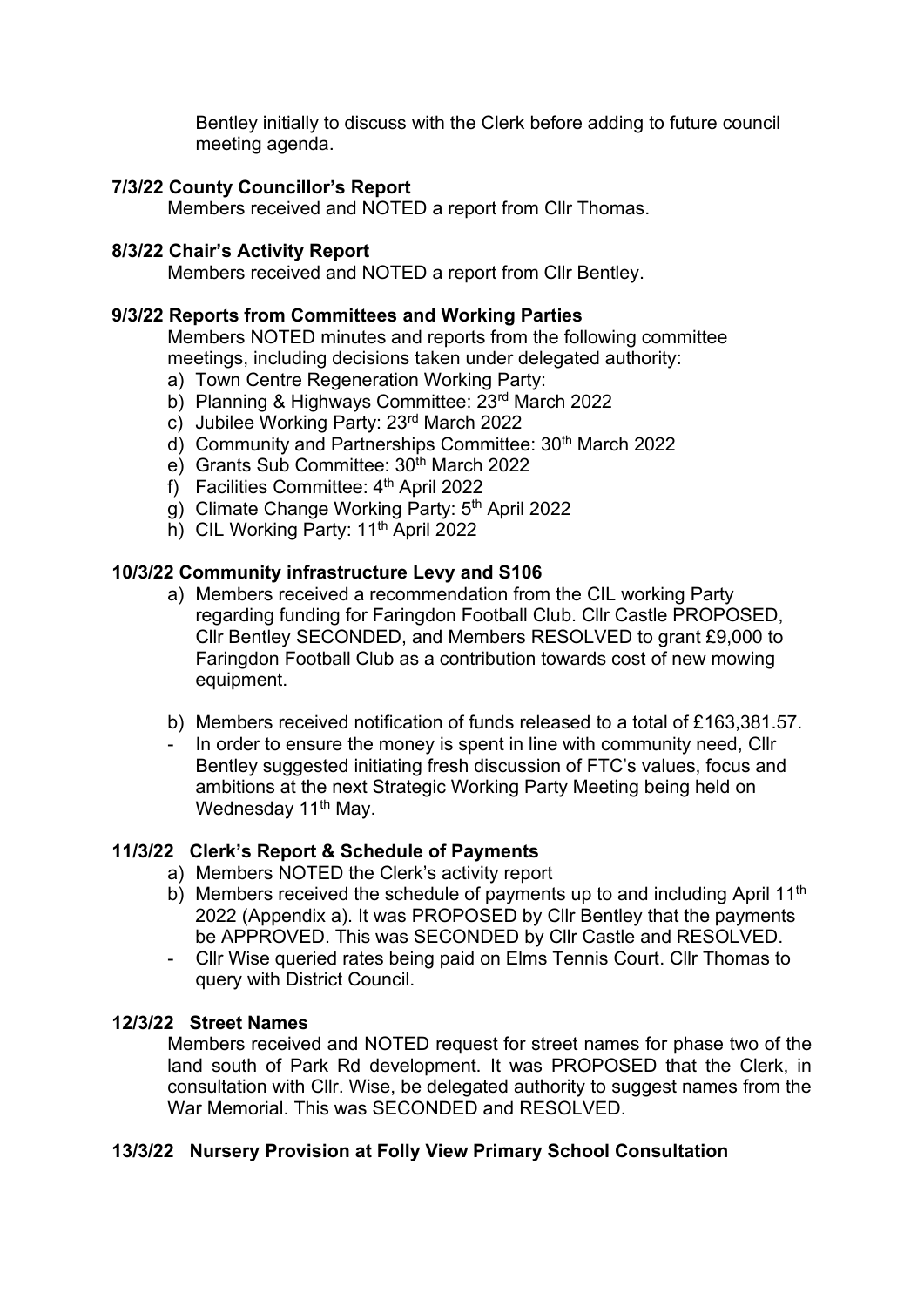Bentley initially to discuss with the Clerk before adding to future council meeting agenda.

**7/3/22 County Councillor's Report**

Members received and NOTED a report from Cllr Thomas.

**8/3/22 Chair's Activity Report**

Members received and NOTED a report from Cllr Bentley.

**9/3/22 Reports from Committees and Working Parties**

Members NOTED minutes and reports from the following committee meetings, including decisions taken under delegated authority:

a) Town Centre Regeneration Working Party:
b) Planning & Highways Committee: 23rd March 2022
c) Jubilee Working Party: 23rd March 2022
d) Community and Partnerships Committee: 30th March 2022
e) Grants Sub Committee: 30th March 2022
f) Facilities Committee: 4th April 2022
g) Climate Change Working Party: 5th April 2022
h) CIL Working Party: 11th April 2022

**10/3/22 Community infrastructure Levy and S106**

a) Members received a recommendation from the CIL working Party regarding funding for Faringdon Football Club. Cllr Castle PROPOSED, Cllr Bentley SECONDED, and Members RESOLVED to grant £9,000 to Faringdon Football Club as a contribution towards cost of new mowing equipment.

b) Members received notification of funds released to a total of £163,381.57.

- In order to ensure the money is spent in line with community need, Cllr Bentley suggested initiating fresh discussion of FTC's values, focus and ambitions at the next Strategic Working Party Meeting being held on Wednesday 11th May.

**11/3/22 Clerk's Report & Schedule of Payments**

a) Members NOTED the Clerk's activity report
b) Members received the schedule of payments up to and including April 11th 2022 (Appendix a). It was PROPOSED by Cllr Bentley that the payments be APPROVED. This was SECONDED by Cllr Castle and RESOLVED.

- Cllr Wise queried rates being paid on Elms Tennis Court. Cllr Thomas to query with District Council.

**12/3/22 Street Names**

Members received and NOTED request for street names for phase two of the land south of Park Rd development. It was PROPOSED that the Clerk, in consultation with Cllr. Wise, be delegated authority to suggest names from the War Memorial. This was SECONDED and RESOLVED.

**13/3/22 Nursery Provision at Folly View Primary School Consultation**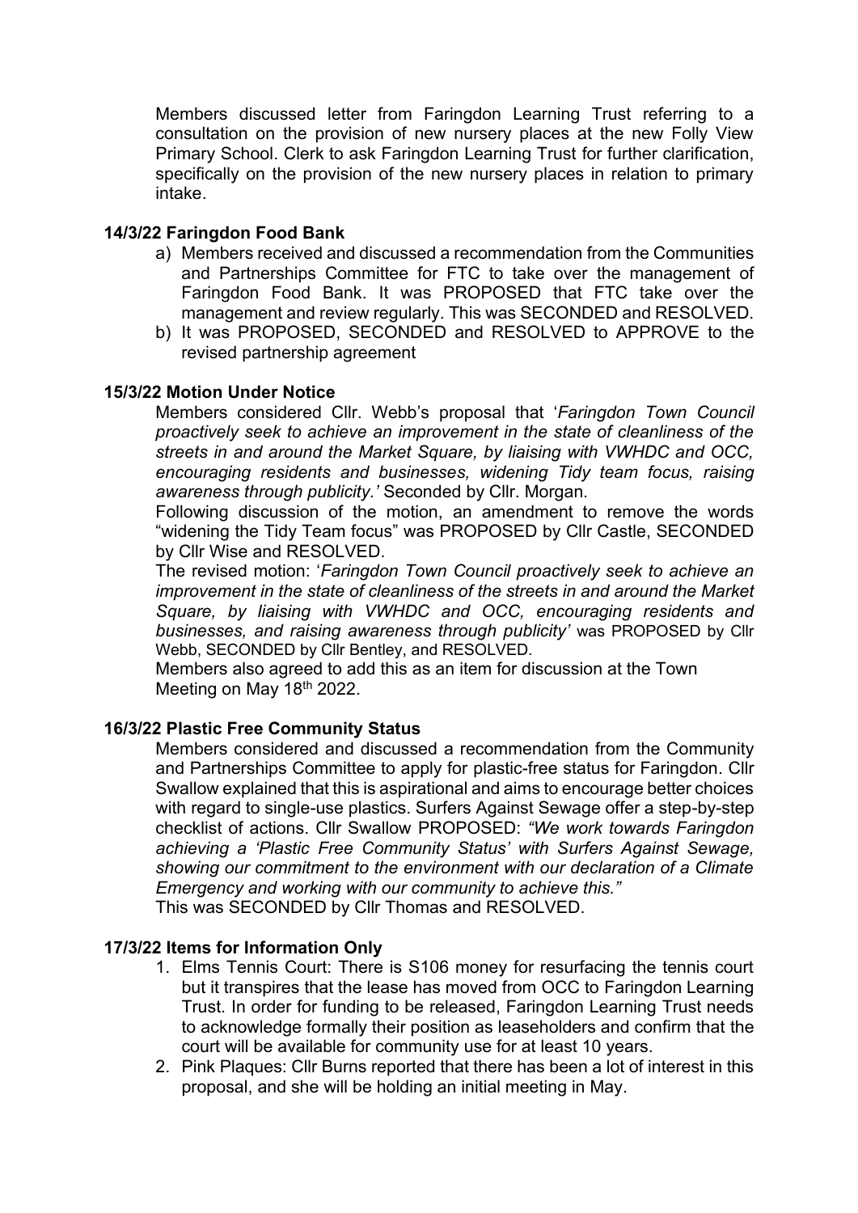Members discussed letter from Faringdon Learning Trust referring to a consultation on the provision of new nursery places at the new Folly View Primary School. Clerk to ask Faringdon Learning Trust for further clarification, specifically on the provision of the new nursery places in relation to primary intake.

**14/3/22 Faringdon Food Bank**

a) Members received and discussed a recommendation from the Communities and Partnerships Committee for FTC to take over the management of Faringdon Food Bank. It was PROPOSED that FTC take over the management and review regularly. This was SECONDED and RESOLVED.
b) It was PROPOSED, SECONDED and RESOLVED to APPROVE to the revised partnership agreement

**15/3/22 Motion Under Notice**

Members considered Cllr. Webb's proposal that '*Faringdon Town Council proactively seek to achieve an improvement in the state of cleanliness of the streets in and around the Market Square, by liaising with VWHDC and OCC, encouraging residents and businesses, widening Tidy team focus, raising awareness through publicity.'* Seconded by Cllr. Morgan.

Following discussion of the motion, an amendment to remove the words "widening the Tidy Team focus" was PROPOSED by Cllr Castle, SECONDED by Cllr Wise and RESOLVED.

The revised motion: '*Faringdon Town Council proactively seek to achieve an improvement in the state of cleanliness of the streets in and around the Market Square, by liaising with VWHDC and OCC, encouraging residents and businesses, and raising awareness through publicity'* was PROPOSED by Cllr Webb, SECONDED by Cllr Bentley, and RESOLVED.

Members also agreed to add this as an item for discussion at the Town Meeting on May 18th 2022.

**16/3/22 Plastic Free Community Status**

Members considered and discussed a recommendation from the Community and Partnerships Committee to apply for plastic-free status for Faringdon. Cllr Swallow explained that this is aspirational and aims to encourage better choices with regard to single-use plastics. Surfers Against Sewage offer a step-by-step checklist of actions. Cllr Swallow PROPOSED: *"We work towards Faringdon achieving a 'Plastic Free Community Status' with Surfers Against Sewage, showing our commitment to the environment with our declaration of a Climate Emergency and working with our community to achieve this."*

This was SECONDED by Cllr Thomas and RESOLVED.

**17/3/22 Items for Information Only**

1. Elms Tennis Court: There is S106 money for resurfacing the tennis court but it transpires that the lease has moved from OCC to Faringdon Learning Trust. In order for funding to be released, Faringdon Learning Trust needs to acknowledge formally their position as leaseholders and confirm that the court will be available for community use for at least 10 years.
2. Pink Plaques: Cllr Burns reported that there has been a lot of interest in this proposal, and she will be holding an initial meeting in May.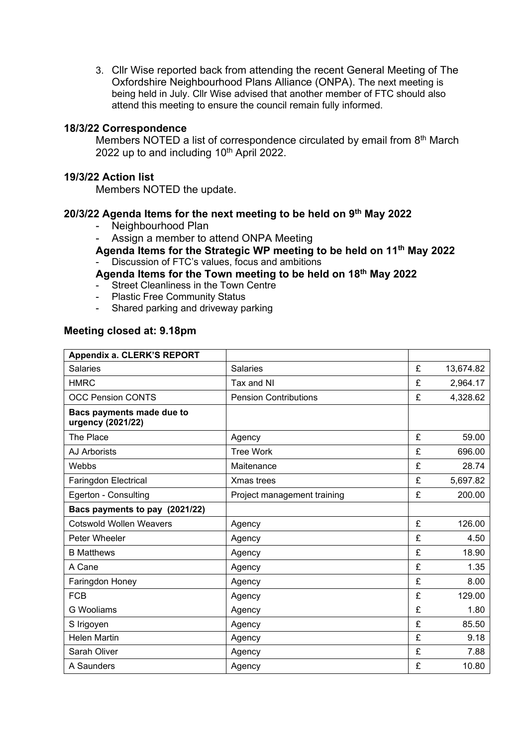3. Cllr Wise reported back from attending the recent General Meeting of The Oxfordshire Neighbourhood Plans Alliance (ONPA). The next meeting is being held in July. Cllr Wise advised that another member of FTC should also attend this meeting to ensure the council remain fully informed.

**18/3/22 Correspondence**

Members NOTED a list of correspondence circulated by email from 8th March 2022 up to and including 10th April 2022.

**19/3/22 Action list**

Members NOTED the update.

**20/3/22 Agenda Items for the next meeting to be held on 9th May 2022**

- Neighbourhood Plan
- Assign a member to attend ONPA Meeting

**Agenda Items for the Strategic WP meeting to be held on 11th May 2022**

- Discussion of FTC's values, focus and ambitions

**Agenda Items for the Town meeting to be held on 18th May 2022**

- Street Cleanliness in the Town Centre
- Plastic Free Community Status
- Shared parking and driveway parking

**Meeting closed at: 9.18pm**

| **Appendix a. CLERK'S REPORT** | | | |
|---|---|---|---|
| Salaries | Salaries | £ | 13,674.82 |
| HMRC | Tax and NI | £ | 2,964.17 |
| OCC Pension CONTS | Pension Contributions | £ | 4,328.62 |
| **Bacs payments made due to urgency (2021/22)** | | | |
| The Place | Agency | £ | 59.00 |
| AJ Arborists | Tree Work | £ | 696.00 |
| Webbs | Maitenance | £ | 28.74 |
| Faringdon Electrical | Xmas trees | £ | 5,697.82 |
| Egerton - Consulting | Project management training | £ | 200.00 |
| **Bacs payments to pay (2021/22)** | | | |
| Cotswold Wollen Weavers | Agency | £ | 126.00 |
| Peter Wheeler | Agency | £ | 4.50 |
| B Matthews | Agency | £ | 18.90 |
| A Cane | Agency | £ | 1.35 |
| Faringdon Honey | Agency | £ | 8.00 |
| FCB | Agency | £ | 129.00 |
| G Wooliams | Agency | £ | 1.80 |
| S Irigoyen | Agency | £ | 85.50 |
| Helen Martin | Agency | £ | 9.18 |
| Sarah Oliver | Agency | £ | 7.88 |
| A Saunders | Agency | £ | 10.80 |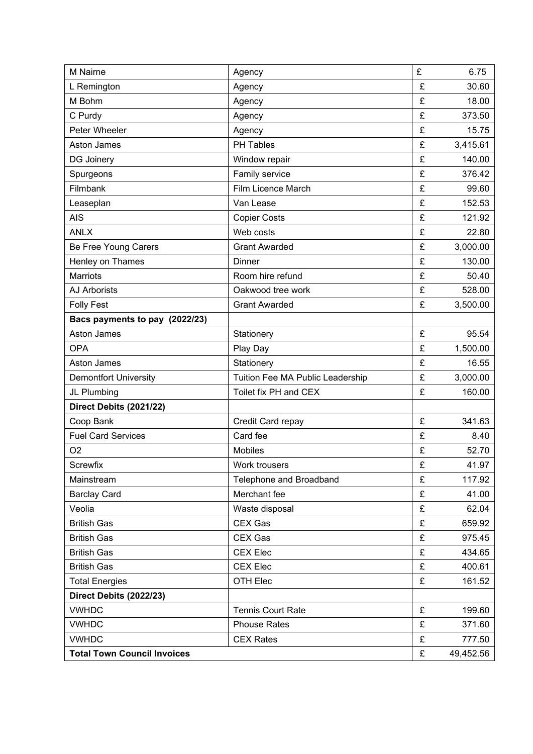| | | | |
|---|---|---|---|
| M Nairne | Agency | £ | 6.75 |
| L Remington | Agency | £ | 30.60 |
| M Bohm | Agency | £ | 18.00 |
| C Purdy | Agency | £ | 373.50 |
| Peter Wheeler | Agency | £ | 15.75 |
| Aston James | PH Tables | £ | 3,415.61 |
| DG Joinery | Window repair | £ | 140.00 |
| Spurgeons | Family service | £ | 376.42 |
| Filmbank | Film Licence March | £ | 99.60 |
| Leaseplan | Van Lease | £ | 152.53 |
| AIS | Copier Costs | £ | 121.92 |
| ANLX | Web costs | £ | 22.80 |
| Be Free Young Carers | Grant Awarded | £ | 3,000.00 |
| Henley on Thames | Dinner | £ | 130.00 |
| Marriots | Room hire refund | £ | 50.40 |
| AJ Arborists | Oakwood tree work | £ | 528.00 |
| Folly Fest | Grant Awarded | £ | 3,500.00 |
| **Bacs payments to pay (2022/23)** | | | |
| Aston James | Stationery | £ | 95.54 |
| OPA | Play Day | £ | 1,500.00 |
| Aston James | Stationery | £ | 16.55 |
| Demontfort University | Tuition Fee MA Public Leadership | £ | 3,000.00 |
| JL Plumbing | Toilet fix PH and CEX | £ | 160.00 |
| **Direct Debits (2021/22)** | | | |
| Coop Bank | Credit Card repay | £ | 341.63 |
| Fuel Card Services | Card fee | £ | 8.40 |
| O2 | Mobiles | £ | 52.70 |
| Screwfix | Work trousers | £ | 41.97 |
| Mainstream | Telephone and Broadband | £ | 117.92 |
| Barclay Card | Merchant fee | £ | 41.00 |
| Veolia | Waste disposal | £ | 62.04 |
| British Gas | CEX Gas | £ | 659.92 |
| British Gas | CEX Gas | £ | 975.45 |
| British Gas | CEX Elec | £ | 434.65 |
| British Gas | CEX Elec | £ | 400.61 |
| Total Energies | OTH Elec | £ | 161.52 |
| **Direct Debits (2022/23)** | | | |
| VWHDC | Tennis Court Rate | £ | 199.60 |
| VWHDC | Phouse Rates | £ | 371.60 |
| VWHDC | CEX Rates | £ | 777.50 |
| **Total Town Council Invoices** | | £ | 49,452.56 |